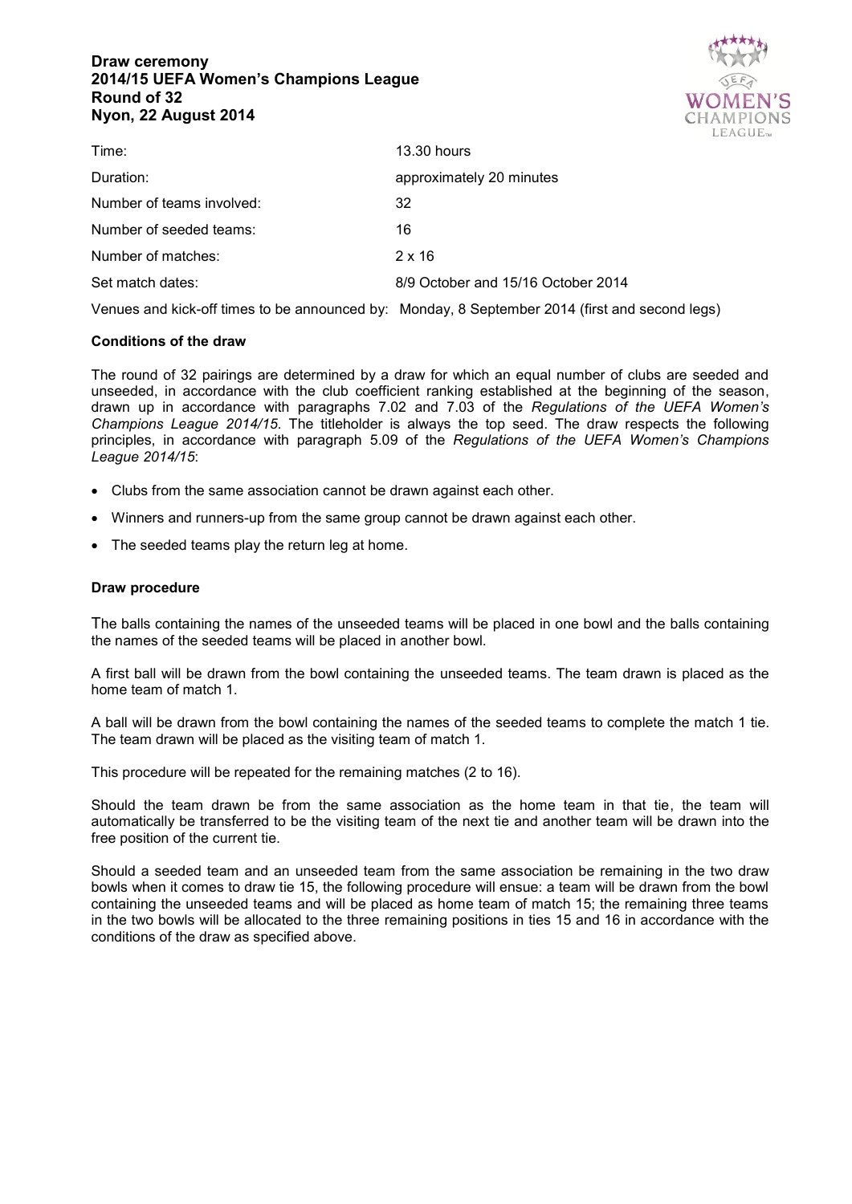# Draw ceremony
# 2014/15 UEFA Women's Champions League
# Round of 32
# Nyon, 22 August 2014

| | |
|---|---|
| Time: | 13.30 hours |
| Duration: | approximately 20 minutes |
| Number of teams involved: | 32 |
| Number of seeded teams: | 16 |
| Number of matches: | 2 x 16 |
| Set match dates: | 8/9 October and 15/16 October 2014 |
| Venues and kick-off times to be announced by: | Monday, 8 September 2014 (first and second legs) |

**Conditions of the draw**

The round of 32 pairings are determined by a draw for which an equal number of clubs are seeded and unseeded, in accordance with the club coefficient ranking established at the beginning of the season, drawn up in accordance with paragraphs 7.02 and 7.03 of the *Regulations of the UEFA Women's Champions League 2014/15*. The titleholder is always the top seed. The draw respects the following principles, in accordance with paragraph 5.09 of the *Regulations of the UEFA Women's Champions League 2014/15*:

- Clubs from the same association cannot be drawn against each other.
- Winners and runners-up from the same group cannot be drawn against each other.
- The seeded teams play the return leg at home.

**Draw procedure**

The balls containing the names of the unseeded teams will be placed in one bowl and the balls containing the names of the seeded teams will be placed in another bowl.

A first ball will be drawn from the bowl containing the unseeded teams. The team drawn is placed as the home team of match 1.

A ball will be drawn from the bowl containing the names of the seeded teams to complete the match 1 tie. The team drawn will be placed as the visiting team of match 1.

This procedure will be repeated for the remaining matches (2 to 16).

Should the team drawn be from the same association as the home team in that tie, the team will automatically be transferred to be the visiting team of the next tie and another team will be drawn into the free position of the current tie.

Should a seeded team and an unseeded team from the same association be remaining in the two draw bowls when it comes to draw tie 15, the following procedure will ensue: a team will be drawn from the bowl containing the unseeded teams and will be placed as home team of match 15; the remaining three teams in the two bowls will be allocated to the three remaining positions in ties 15 and 16 in accordance with the conditions of the draw as specified above.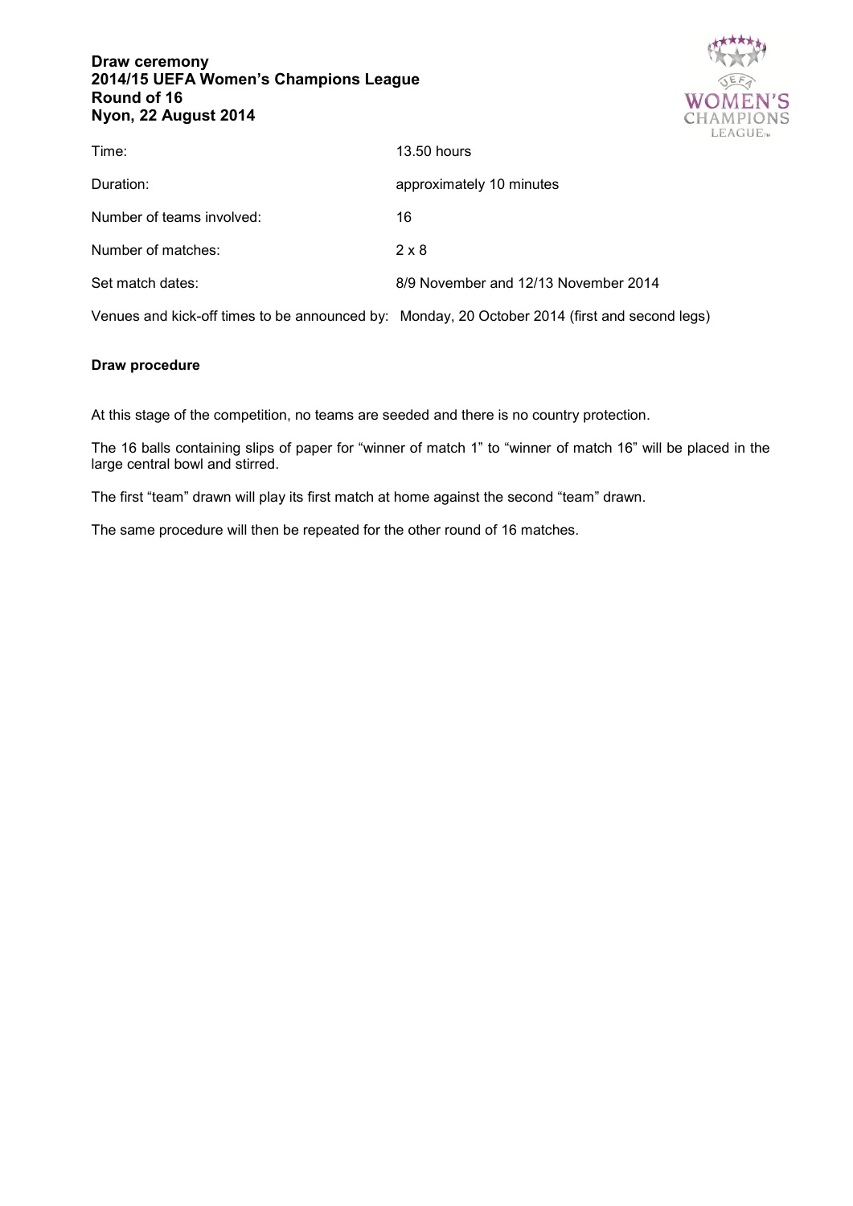**Draw ceremony**
**2014/15 UEFA Women's Champions League**
**Round of 16**
**Nyon, 22 August 2014**

| | |
|---|---|
| Time: | 13.50 hours |
| Duration: | approximately 10 minutes |
| Number of teams involved: | 16 |
| Number of matches: | 2 x 8 |
| Set match dates: | 8/9 November and 12/13 November 2014 |

Venues and kick-off times to be announced by: Monday, 20 October 2014 (first and second legs)

**Draw procedure**

At this stage of the competition, no teams are seeded and there is no country protection.

The 16 balls containing slips of paper for "winner of match 1" to "winner of match 16" will be placed in the large central bowl and stirred.

The first "team" drawn will play its first match at home against the second "team" drawn.

The same procedure will then be repeated for the other round of 16 matches.